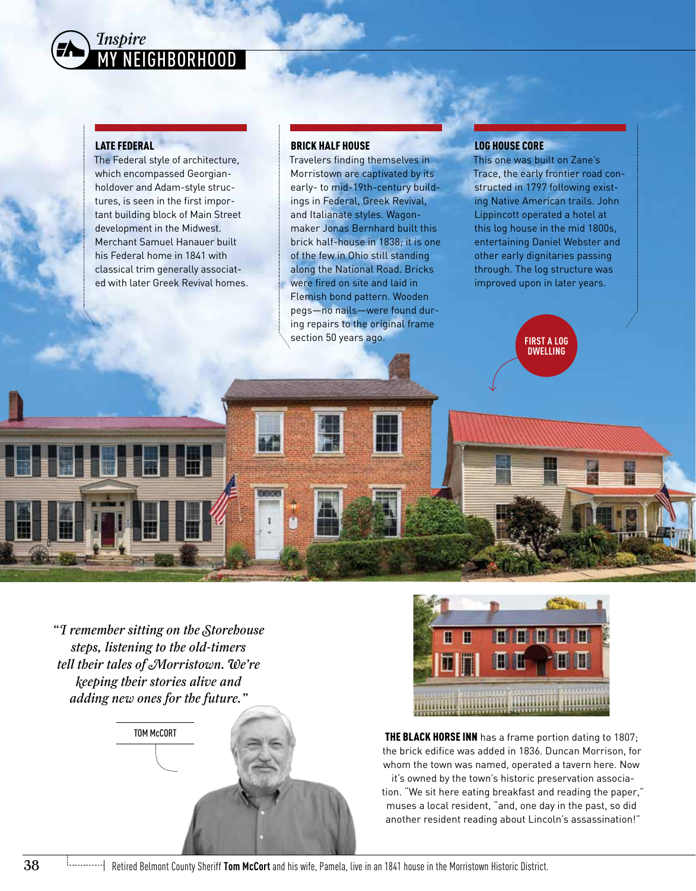*Inspire*

MY NEIGHBORHOOD

### LATE FEDERAL

The Federal style of architecture, which encompassed Georgian-holdover and Adam-style structures, is seen in the first important building block of Main Street development in the Midwest. Merchant Samuel Hanauer built his Federal home in 1841 with classical trim generally associated with later Greek Revival homes.

### BRICK HALF HOUSE

Travelers finding themselves in Morristown are captivated by its early- to mid-19th-century buildings in Federal, Greek Revival, and Italianate styles. Wagon-maker Jonas Bernhard built this brick half-house in 1838; it is one of the few in Ohio still standing along the National Road. Bricks were fired on site and laid in Flemish bond pattern. Wooden pegs—no nails—were found during repairs to the original frame section 50 years ago.

### LOG HOUSE CORE

This one was built on Zane's Trace, the early frontier road constructed in 1797 following existing Native American trails. John Lippincott operated a hotel at this log house in the mid 1800s, entertaining Daniel Webster and other early dignitaries passing through. The log structure was improved upon in later years.

FIRST A LOG DWELLING

*"I remember sitting on the Storehouse steps, listening to the old-timers tell their tales of Morristown. We're keeping their stories alive and adding new ones for the future."*

TOM McCORT

**THE BLACK HORSE INN** has a frame portion dating to 1807; the brick edifice was added in 1836. Duncan Morrison, for whom the town was named, operated a tavern here. Now it's owned by the town's historic preservation association. "We sit here eating breakfast and reading the paper," muses a local resident, "and, one day in the past, so did another resident reading about Lincoln's assassination!"

Retired Belmont County Sheriff **Tom McCort** and his wife, Pamela, live in an 1841 house in the Morristown Historic District.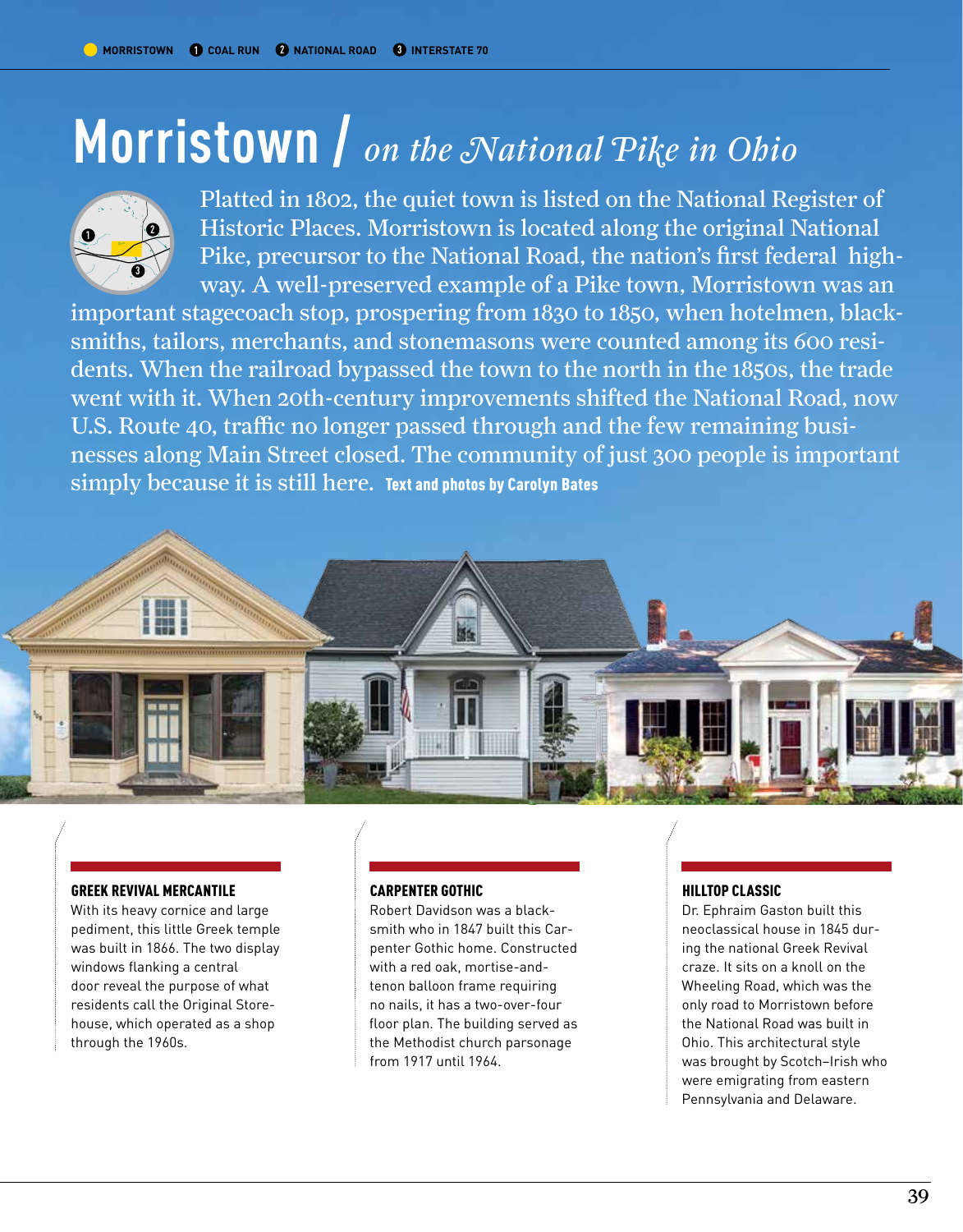MORRISTOWN ❶ COAL RUN ❷ NATIONAL ROAD ❸ INTERSTATE 70

# Morristown / *on the National Pike in Ohio*

Platted in 1802, the quiet town is listed on the National Register of Historic Places. Morristown is located along the original National Pike, precursor to the National Road, the nation's first federal highway. A well-preserved example of a Pike town, Morristown was an important stagecoach stop, prospering from 1830 to 1850, when hotelmen, blacksmiths, tailors, merchants, and stonemasons were counted among its 600 residents. When the railroad bypassed the town to the north in the 1850s, the trade went with it. When 20th-century improvements shifted the National Road, now U.S. Route 40, traffic no longer passed through and the few remaining businesses along Main Street closed. The community of just 300 people is important simply because it is still here. **Text and photos by Carolyn Bates**

### GREEK REVIVAL MERCANTILE

With its heavy cornice and large pediment, this little Greek temple was built in 1866. The two display windows flanking a central door reveal the purpose of what residents call the Original Storehouse, which operated as a shop through the 1960s.

### CARPENTER GOTHIC

Robert Davidson was a blacksmith who in 1847 built this Carpenter Gothic home. Constructed with a red oak, mortise-and-tenon balloon frame requiring no nails, it has a two-over-four floor plan. The building served as the Methodist church parsonage from 1917 until 1964.

### HILLTOP CLASSIC

Dr. Ephraim Gaston built this neoclassical house in 1845 during the national Greek Revival craze. It sits on a knoll on the Wheeling Road, which was the only road to Morristown before the National Road was built in Ohio. This architectural style was brought by Scotch–Irish who were emigrating from eastern Pennsylvania and Delaware.